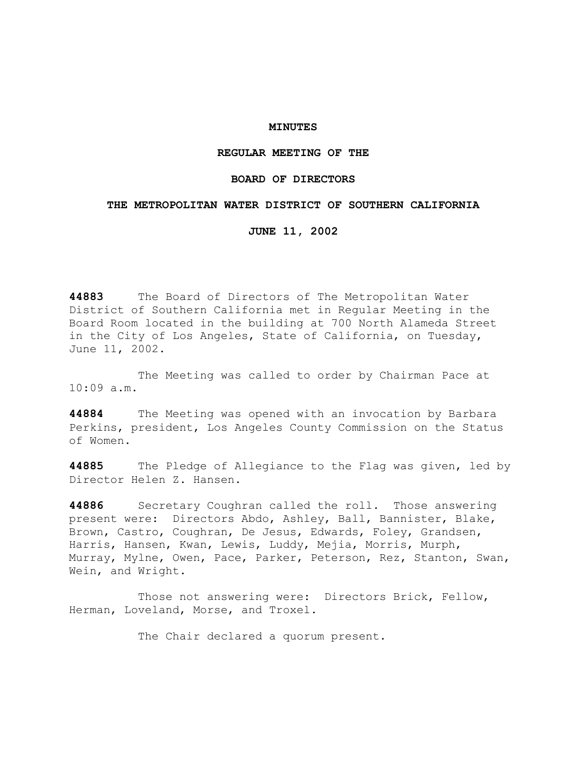# MINUTES

## REGULAR MEETING OF THE

## BOARD OF DIRECTORS

## THE METROPOLITAN WATER DISTRICT OF SOUTHERN CALIFORNIA

## JUNE 11, 2002

**44883** The Board of Directors of The Metropolitan Water District of Southern California met in Regular Meeting in the Board Room located in the building at 700 North Alameda Street in the City of Los Angeles, State of California, on Tuesday, June 11, 2002.

The Meeting was called to order by Chairman Pace at 10:09 a.m.

**44884** The Meeting was opened with an invocation by Barbara Perkins, president, Los Angeles County Commission on the Status of Women.

**44885** The Pledge of Allegiance to the Flag was given, led by Director Helen Z. Hansen.

**44886** Secretary Coughran called the roll. Those answering present were: Directors Abdo, Ashley, Ball, Bannister, Blake, Brown, Castro, Coughran, De Jesus, Edwards, Foley, Grandsen, Harris, Hansen, Kwan, Lewis, Luddy, Mejia, Morris, Murph, Murray, Mylne, Owen, Pace, Parker, Peterson, Rez, Stanton, Swan, Wein, and Wright.

Those not answering were: Directors Brick, Fellow, Herman, Loveland, Morse, and Troxel.

The Chair declared a quorum present.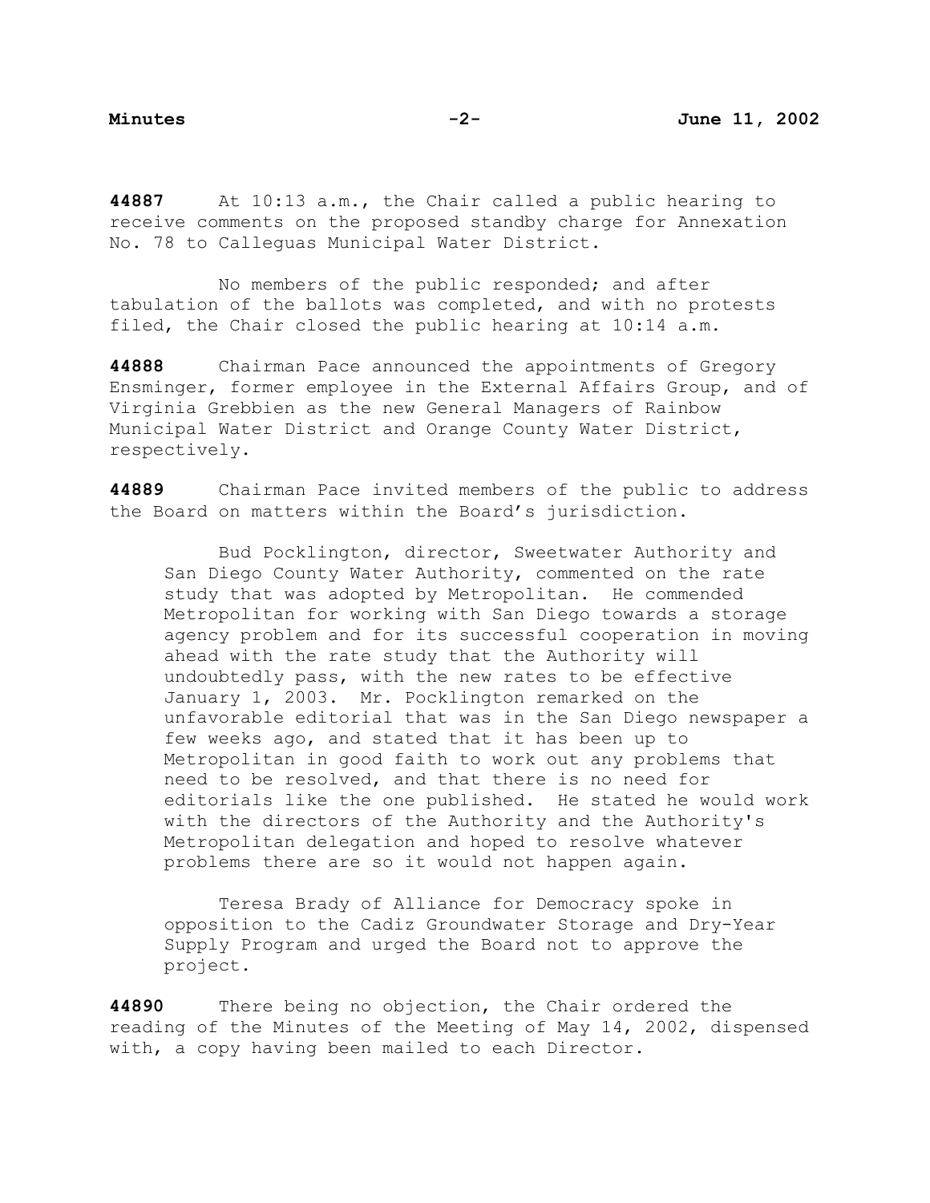**44887** At 10:13 a.m., the Chair called a public hearing to receive comments on the proposed standby charge for Annexation No. 78 to Calleguas Municipal Water District.

No members of the public responded; and after tabulation of the ballots was completed, and with no protests filed, the Chair closed the public hearing at 10:14 a.m.

**44888** Chairman Pace announced the appointments of Gregory Ensminger, former employee in the External Affairs Group, and of Virginia Grebbien as the new General Managers of Rainbow Municipal Water District and Orange County Water District, respectively.

**44889** Chairman Pace invited members of the public to address the Board on matters within the Board's jurisdiction.

> Bud Pocklington, director, Sweetwater Authority and San Diego County Water Authority, commented on the rate study that was adopted by Metropolitan. He commended Metropolitan for working with San Diego towards a storage agency problem and for its successful cooperation in moving ahead with the rate study that the Authority will undoubtedly pass, with the new rates to be effective January 1, 2003. Mr. Pocklington remarked on the unfavorable editorial that was in the San Diego newspaper a few weeks ago, and stated that it has been up to Metropolitan in good faith to work out any problems that need to be resolved, and that there is no need for editorials like the one published. He stated he would work with the directors of the Authority and the Authority's Metropolitan delegation and hoped to resolve whatever problems there are so it would not happen again.
>
> Teresa Brady of Alliance for Democracy spoke in opposition to the Cadiz Groundwater Storage and Dry-Year Supply Program and urged the Board not to approve the project.

**44890** There being no objection, the Chair ordered the reading of the Minutes of the Meeting of May 14, 2002, dispensed with, a copy having been mailed to each Director.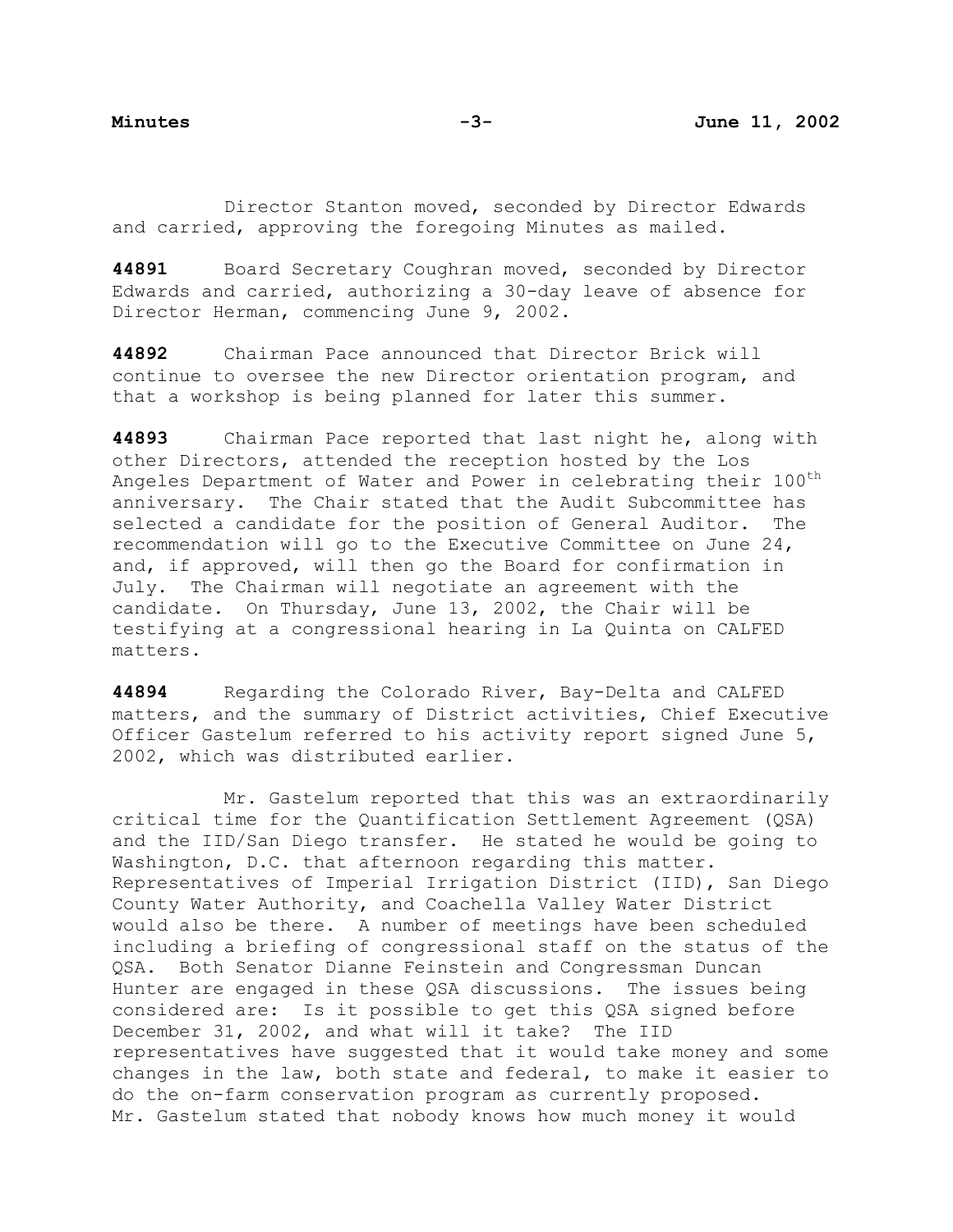Director Stanton moved, seconded by Director Edwards and carried, approving the foregoing Minutes as mailed.

**44891** Board Secretary Coughran moved, seconded by Director Edwards and carried, authorizing a 30-day leave of absence for Director Herman, commencing June 9, 2002.

**44892** Chairman Pace announced that Director Brick will continue to oversee the new Director orientation program, and that a workshop is being planned for later this summer.

**44893** Chairman Pace reported that last night he, along with other Directors, attended the reception hosted by the Los Angeles Department of Water and Power in celebrating their 100th anniversary. The Chair stated that the Audit Subcommittee has selected a candidate for the position of General Auditor. The recommendation will go to the Executive Committee on June 24, and, if approved, will then go the Board for confirmation in July. The Chairman will negotiate an agreement with the candidate. On Thursday, June 13, 2002, the Chair will be testifying at a congressional hearing in La Quinta on CALFED matters.

**44894** Regarding the Colorado River, Bay-Delta and CALFED matters, and the summary of District activities, Chief Executive Officer Gastelum referred to his activity report signed June 5, 2002, which was distributed earlier.

Mr. Gastelum reported that this was an extraordinarily critical time for the Quantification Settlement Agreement (QSA) and the IID/San Diego transfer. He stated he would be going to Washington, D.C. that afternoon regarding this matter. Representatives of Imperial Irrigation District (IID), San Diego County Water Authority, and Coachella Valley Water District would also be there. A number of meetings have been scheduled including a briefing of congressional staff on the status of the QSA. Both Senator Dianne Feinstein and Congressman Duncan Hunter are engaged in these QSA discussions. The issues being considered are: Is it possible to get this QSA signed before December 31, 2002, and what will it take? The IID representatives have suggested that it would take money and some changes in the law, both state and federal, to make it easier to do the on-farm conservation program as currently proposed. Mr. Gastelum stated that nobody knows how much money it would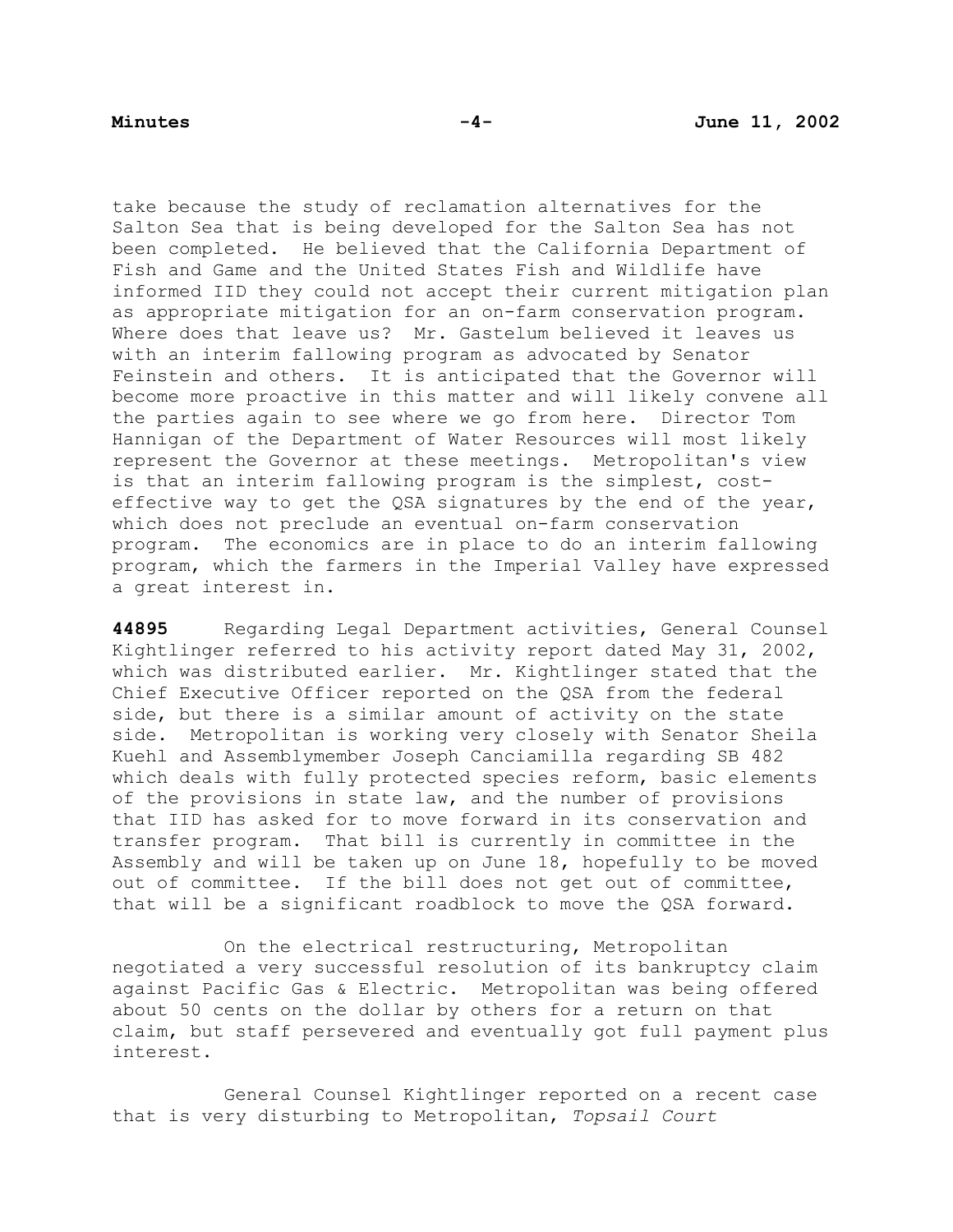take because the study of reclamation alternatives for the Salton Sea that is being developed for the Salton Sea has not been completed. He believed that the California Department of Fish and Game and the United States Fish and Wildlife have informed IID they could not accept their current mitigation plan as appropriate mitigation for an on-farm conservation program. Where does that leave us? Mr. Gastelum believed it leaves us with an interim fallowing program as advocated by Senator Feinstein and others. It is anticipated that the Governor will become more proactive in this matter and will likely convene all the parties again to see where we go from here. Director Tom Hannigan of the Department of Water Resources will most likely represent the Governor at these meetings. Metropolitan's view is that an interim fallowing program is the simplest, cost-effective way to get the QSA signatures by the end of the year, which does not preclude an eventual on-farm conservation program. The economics are in place to do an interim fallowing program, which the farmers in the Imperial Valley have expressed a great interest in.

**44895** Regarding Legal Department activities, General Counsel Kightlinger referred to his activity report dated May 31, 2002, which was distributed earlier. Mr. Kightlinger stated that the Chief Executive Officer reported on the QSA from the federal side, but there is a similar amount of activity on the state side. Metropolitan is working very closely with Senator Sheila Kuehl and Assemblymember Joseph Canciamilla regarding SB 482 which deals with fully protected species reform, basic elements of the provisions in state law, and the number of provisions that IID has asked for to move forward in its conservation and transfer program. That bill is currently in committee in the Assembly and will be taken up on June 18, hopefully to be moved out of committee. If the bill does not get out of committee, that will be a significant roadblock to move the QSA forward.

On the electrical restructuring, Metropolitan negotiated a very successful resolution of its bankruptcy claim against Pacific Gas & Electric. Metropolitan was being offered about 50 cents on the dollar by others for a return on that claim, but staff persevered and eventually got full payment plus interest.

General Counsel Kightlinger reported on a recent case that is very disturbing to Metropolitan, *Topsail Court*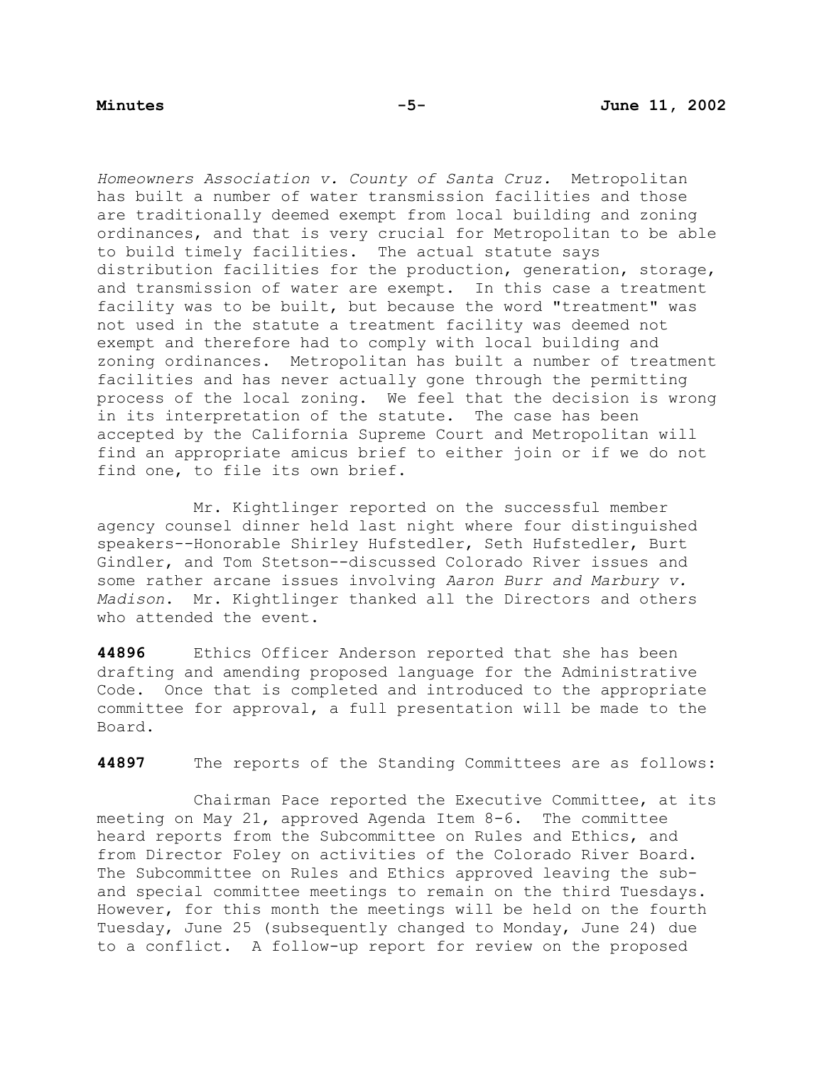*Homeowners Association v. County of Santa Cruz.* Metropolitan has built a number of water transmission facilities and those are traditionally deemed exempt from local building and zoning ordinances, and that is very crucial for Metropolitan to be able to build timely facilities. The actual statute says distribution facilities for the production, generation, storage, and transmission of water are exempt. In this case a treatment facility was to be built, but because the word "treatment" was not used in the statute a treatment facility was deemed not exempt and therefore had to comply with local building and zoning ordinances. Metropolitan has built a number of treatment facilities and has never actually gone through the permitting process of the local zoning. We feel that the decision is wrong in its interpretation of the statute. The case has been accepted by the California Supreme Court and Metropolitan will find an appropriate amicus brief to either join or if we do not find one, to file its own brief.

Mr. Kightlinger reported on the successful member agency counsel dinner held last night where four distinguished speakers--Honorable Shirley Hufstedler, Seth Hufstedler, Burt Gindler, and Tom Stetson--discussed Colorado River issues and some rather arcane issues involving *Aaron Burr and Marbury v. Madison*. Mr. Kightlinger thanked all the Directors and others who attended the event.

**44896** Ethics Officer Anderson reported that she has been drafting and amending proposed language for the Administrative Code. Once that is completed and introduced to the appropriate committee for approval, a full presentation will be made to the Board.

**44897** The reports of the Standing Committees are as follows:

Chairman Pace reported the Executive Committee, at its meeting on May 21, approved Agenda Item 8-6. The committee heard reports from the Subcommittee on Rules and Ethics, and from Director Foley on activities of the Colorado River Board. The Subcommittee on Rules and Ethics approved leaving the sub- and special committee meetings to remain on the third Tuesdays. However, for this month the meetings will be held on the fourth Tuesday, June 25 (subsequently changed to Monday, June 24) due to a conflict. A follow-up report for review on the proposed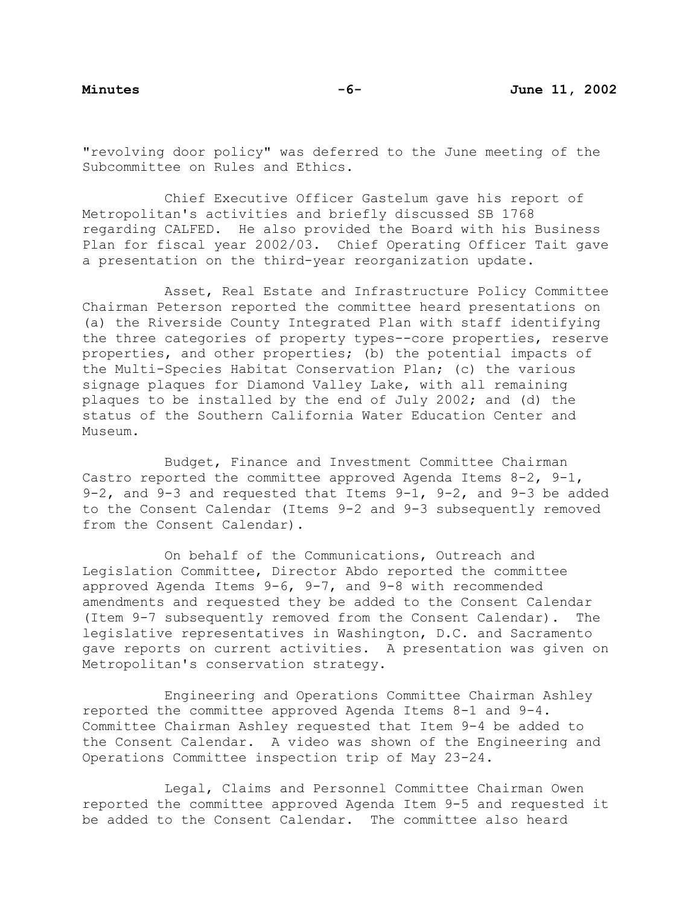"revolving door policy" was deferred to the June meeting of the Subcommittee on Rules and Ethics.

Chief Executive Officer Gastelum gave his report of Metropolitan's activities and briefly discussed SB 1768 regarding CALFED. He also provided the Board with his Business Plan for fiscal year 2002/03. Chief Operating Officer Tait gave a presentation on the third-year reorganization update.

Asset, Real Estate and Infrastructure Policy Committee Chairman Peterson reported the committee heard presentations on (a) the Riverside County Integrated Plan with staff identifying the three categories of property types--core properties, reserve properties, and other properties; (b) the potential impacts of the Multi-Species Habitat Conservation Plan; (c) the various signage plaques for Diamond Valley Lake, with all remaining plaques to be installed by the end of July 2002; and (d) the status of the Southern California Water Education Center and Museum.

Budget, Finance and Investment Committee Chairman Castro reported the committee approved Agenda Items 8-2, 9-1, 9-2, and 9-3 and requested that Items 9-1, 9-2, and 9-3 be added to the Consent Calendar (Items 9-2 and 9-3 subsequently removed from the Consent Calendar).

On behalf of the Communications, Outreach and Legislation Committee, Director Abdo reported the committee approved Agenda Items 9-6, 9-7, and 9-8 with recommended amendments and requested they be added to the Consent Calendar (Item 9-7 subsequently removed from the Consent Calendar). The legislative representatives in Washington, D.C. and Sacramento gave reports on current activities. A presentation was given on Metropolitan's conservation strategy.

Engineering and Operations Committee Chairman Ashley reported the committee approved Agenda Items 8-1 and 9-4. Committee Chairman Ashley requested that Item 9-4 be added to the Consent Calendar. A video was shown of the Engineering and Operations Committee inspection trip of May 23-24.

Legal, Claims and Personnel Committee Chairman Owen reported the committee approved Agenda Item 9-5 and requested it be added to the Consent Calendar. The committee also heard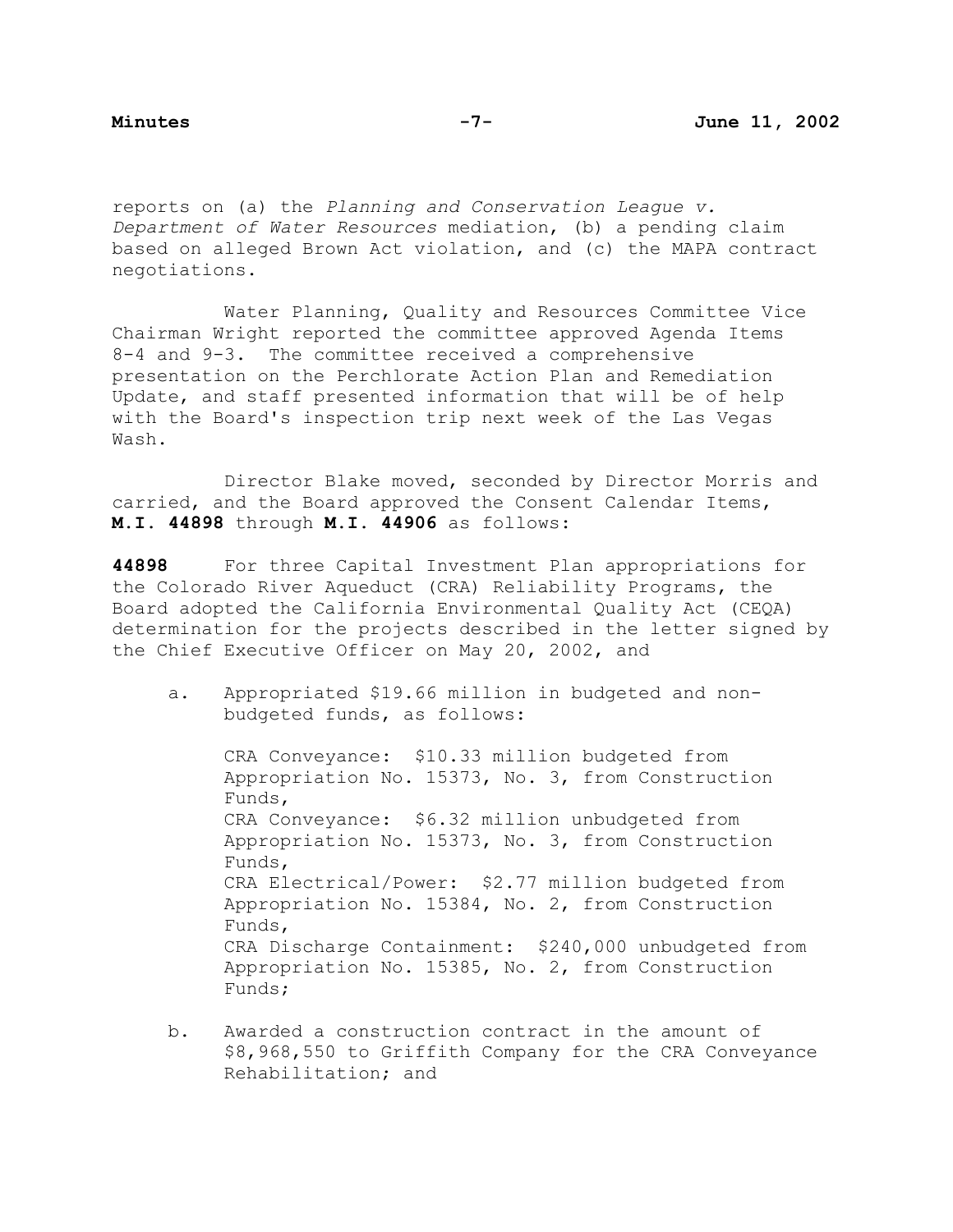reports on (a) the *Planning and Conservation League v. Department of Water Resources* mediation, (b) a pending claim based on alleged Brown Act violation, and (c) the MAPA contract negotiations.

Water Planning, Quality and Resources Committee Vice Chairman Wright reported the committee approved Agenda Items 8-4 and 9-3. The committee received a comprehensive presentation on the Perchlorate Action Plan and Remediation Update, and staff presented information that will be of help with the Board's inspection trip next week of the Las Vegas Wash.

Director Blake moved, seconded by Director Morris and carried, and the Board approved the Consent Calendar Items, **M.I. 44898** through **M.I. 44906** as follows:

**44898** For three Capital Investment Plan appropriations for the Colorado River Aqueduct (CRA) Reliability Programs, the Board adopted the California Environmental Quality Act (CEQA) determination for the projects described in the letter signed by the Chief Executive Officer on May 20, 2002, and

a. Appropriated $19.66 million in budgeted and non-budgeted funds, as follows:

   CRA Conveyance: $10.33 million budgeted from Appropriation No. 15373, No. 3, from Construction Funds,
   CRA Conveyance: $6.32 million unbudgeted from Appropriation No. 15373, No. 3, from Construction Funds,
   CRA Electrical/Power: $2.77 million budgeted from Appropriation No. 15384, No. 2, from Construction Funds,
   CRA Discharge Containment: $240,000 unbudgeted from Appropriation No. 15385, No. 2, from Construction Funds;

b. Awarded a construction contract in the amount of $8,968,550 to Griffith Company for the CRA Conveyance Rehabilitation; and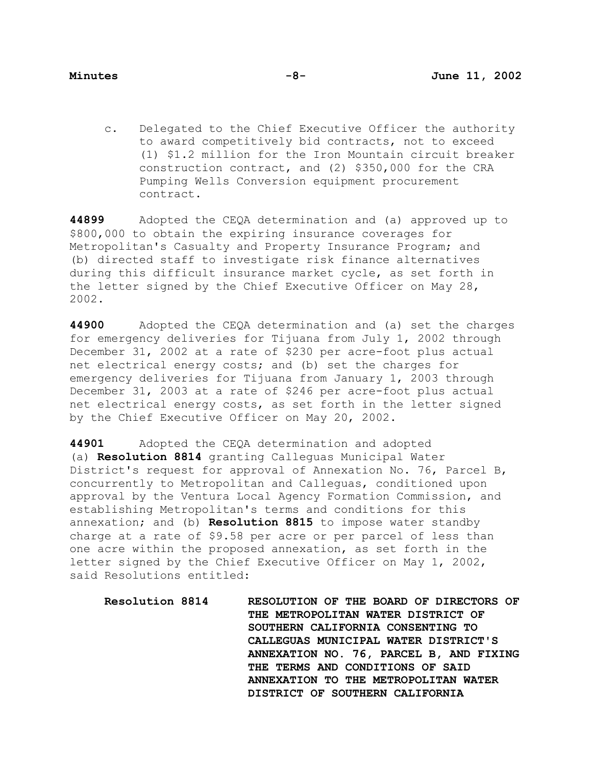c. Delegated to the Chief Executive Officer the authority to award competitively bid contracts, not to exceed (1) $1.2 million for the Iron Mountain circuit breaker construction contract, and (2) $350,000 for the CRA Pumping Wells Conversion equipment procurement contract.

**44899** Adopted the CEQA determination and (a) approved up to $800,000 to obtain the expiring insurance coverages for Metropolitan's Casualty and Property Insurance Program; and (b) directed staff to investigate risk finance alternatives during this difficult insurance market cycle, as set forth in the letter signed by the Chief Executive Officer on May 28, 2002.

**44900** Adopted the CEQA determination and (a) set the charges for emergency deliveries for Tijuana from July 1, 2002 through December 31, 2002 at a rate of $230 per acre-foot plus actual net electrical energy costs; and (b) set the charges for emergency deliveries for Tijuana from January 1, 2003 through December 31, 2003 at a rate of $246 per acre-foot plus actual net electrical energy costs, as set forth in the letter signed by the Chief Executive Officer on May 20, 2002.

**44901** Adopted the CEQA determination and adopted (a) **Resolution 8814** granting Calleguas Municipal Water District's request for approval of Annexation No. 76, Parcel B, concurrently to Metropolitan and Calleguas, conditioned upon approval by the Ventura Local Agency Formation Commission, and establishing Metropolitan's terms and conditions for this annexation; and (b) **Resolution 8815** to impose water standby charge at a rate of $9.58 per acre or per parcel of less than one acre within the proposed annexation, as set forth in the letter signed by the Chief Executive Officer on May 1, 2002, said Resolutions entitled:

**Resolution 8814** **RESOLUTION OF THE BOARD OF DIRECTORS OF THE METROPOLITAN WATER DISTRICT OF SOUTHERN CALIFORNIA CONSENTING TO CALLEGUAS MUNICIPAL WATER DISTRICT'S ANNEXATION NO. 76, PARCEL B, AND FIXING THE TERMS AND CONDITIONS OF SAID ANNEXATION TO THE METROPOLITAN WATER DISTRICT OF SOUTHERN CALIFORNIA**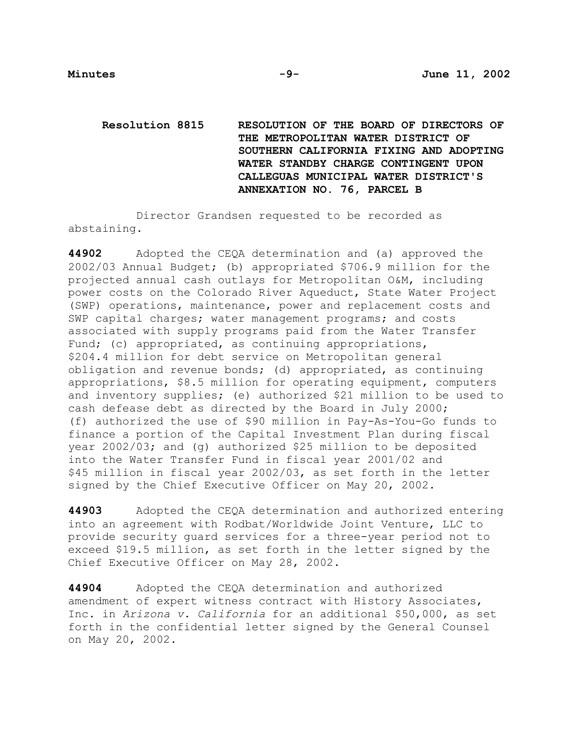**Resolution 8815** **RESOLUTION OF THE BOARD OF DIRECTORS OF THE METROPOLITAN WATER DISTRICT OF SOUTHERN CALIFORNIA FIXING AND ADOPTING WATER STANDBY CHARGE CONTINGENT UPON CALLEGUAS MUNICIPAL WATER DISTRICT'S ANNEXATION NO. 76, PARCEL B**

Director Grandsen requested to be recorded as abstaining.

**44902** Adopted the CEQA determination and (a) approved the 2002/03 Annual Budget; (b) appropriated $706.9 million for the projected annual cash outlays for Metropolitan O&M, including power costs on the Colorado River Aqueduct, State Water Project (SWP) operations, maintenance, power and replacement costs and SWP capital charges; water management programs; and costs associated with supply programs paid from the Water Transfer Fund; (c) appropriated, as continuing appropriations, $204.4 million for debt service on Metropolitan general obligation and revenue bonds; (d) appropriated, as continuing appropriations, $8.5 million for operating equipment, computers and inventory supplies; (e) authorized $21 million to be used to cash defease debt as directed by the Board in July 2000; (f) authorized the use of $90 million in Pay-As-You-Go funds to finance a portion of the Capital Investment Plan during fiscal year 2002/03; and (g) authorized $25 million to be deposited into the Water Transfer Fund in fiscal year 2001/02 and $45 million in fiscal year 2002/03, as set forth in the letter signed by the Chief Executive Officer on May 20, 2002.

**44903** Adopted the CEQA determination and authorized entering into an agreement with Rodbat/Worldwide Joint Venture, LLC to provide security guard services for a three-year period not to exceed $19.5 million, as set forth in the letter signed by the Chief Executive Officer on May 28, 2002.

**44904** Adopted the CEQA determination and authorized amendment of expert witness contract with History Associates, Inc. in *Arizona v. California* for an additional $50,000, as set forth in the confidential letter signed by the General Counsel on May 20, 2002.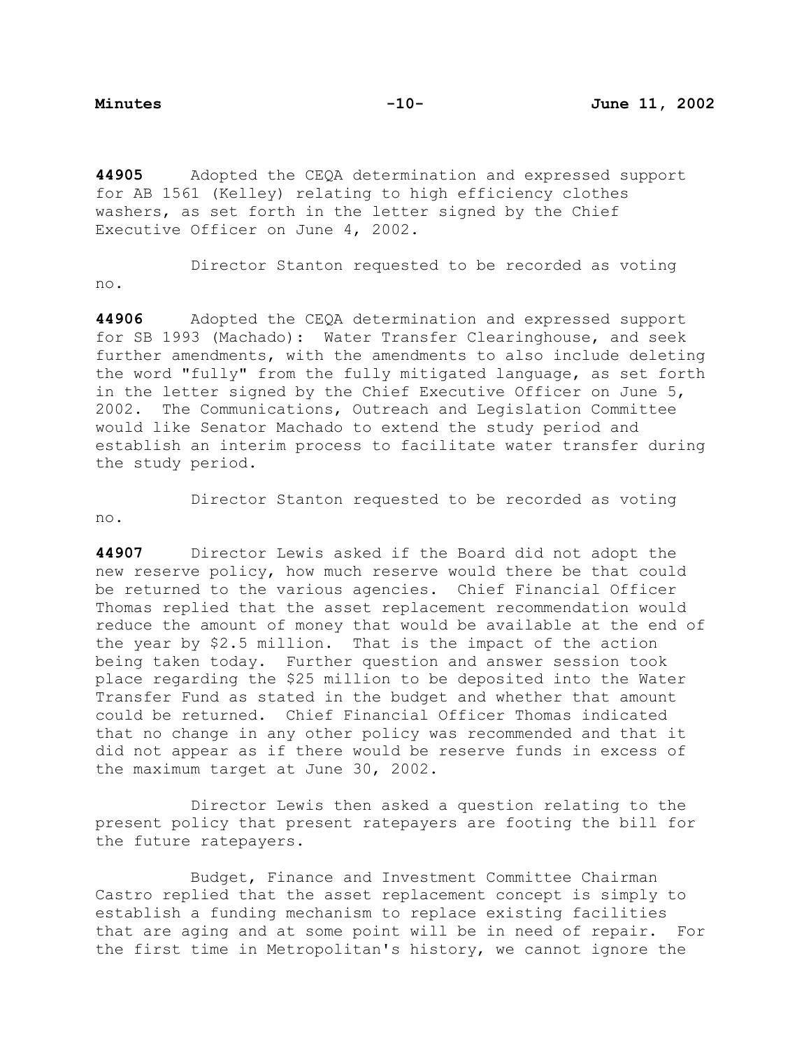**44905** Adopted the CEQA determination and expressed support for AB 1561 (Kelley) relating to high efficiency clothes washers, as set forth in the letter signed by the Chief Executive Officer on June 4, 2002.

Director Stanton requested to be recorded as voting no.

**44906** Adopted the CEQA determination and expressed support for SB 1993 (Machado): Water Transfer Clearinghouse, and seek further amendments, with the amendments to also include deleting the word "fully" from the fully mitigated language, as set forth in the letter signed by the Chief Executive Officer on June 5, 2002. The Communications, Outreach and Legislation Committee would like Senator Machado to extend the study period and establish an interim process to facilitate water transfer during the study period.

Director Stanton requested to be recorded as voting no.

**44907** Director Lewis asked if the Board did not adopt the new reserve policy, how much reserve would there be that could be returned to the various agencies. Chief Financial Officer Thomas replied that the asset replacement recommendation would reduce the amount of money that would be available at the end of the year by $2.5 million. That is the impact of the action being taken today. Further question and answer session took place regarding the $25 million to be deposited into the Water Transfer Fund as stated in the budget and whether that amount could be returned. Chief Financial Officer Thomas indicated that no change in any other policy was recommended and that it did not appear as if there would be reserve funds in excess of the maximum target at June 30, 2002.

Director Lewis then asked a question relating to the present policy that present ratepayers are footing the bill for the future ratepayers.

Budget, Finance and Investment Committee Chairman Castro replied that the asset replacement concept is simply to establish a funding mechanism to replace existing facilities that are aging and at some point will be in need of repair. For the first time in Metropolitan's history, we cannot ignore the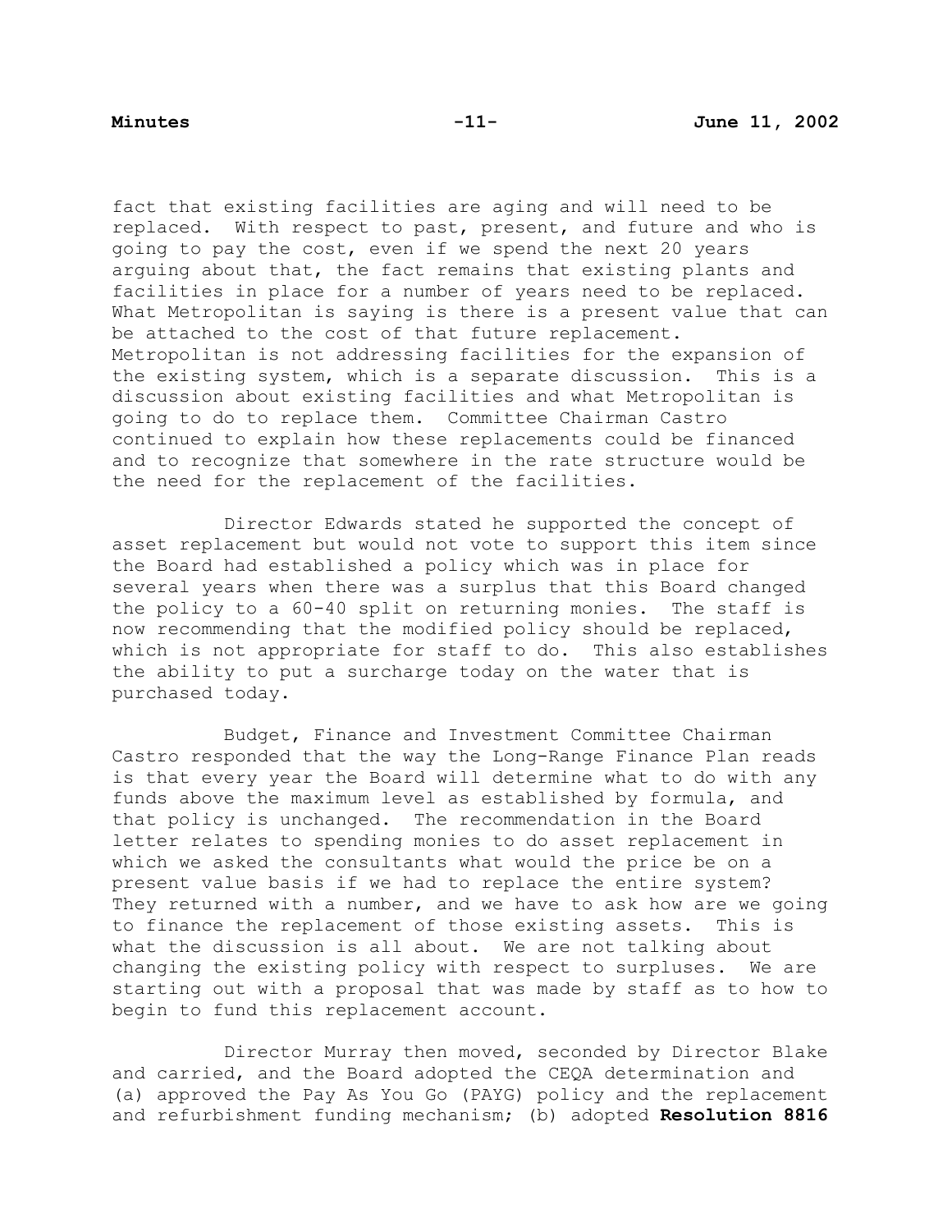fact that existing facilities are aging and will need to be replaced. With respect to past, present, and future and who is going to pay the cost, even if we spend the next 20 years arguing about that, the fact remains that existing plants and facilities in place for a number of years need to be replaced. What Metropolitan is saying is there is a present value that can be attached to the cost of that future replacement. Metropolitan is not addressing facilities for the expansion of the existing system, which is a separate discussion. This is a discussion about existing facilities and what Metropolitan is going to do to replace them. Committee Chairman Castro continued to explain how these replacements could be financed and to recognize that somewhere in the rate structure would be the need for the replacement of the facilities.

Director Edwards stated he supported the concept of asset replacement but would not vote to support this item since the Board had established a policy which was in place for several years when there was a surplus that this Board changed the policy to a 60-40 split on returning monies. The staff is now recommending that the modified policy should be replaced, which is not appropriate for staff to do. This also establishes the ability to put a surcharge today on the water that is purchased today.

Budget, Finance and Investment Committee Chairman Castro responded that the way the Long-Range Finance Plan reads is that every year the Board will determine what to do with any funds above the maximum level as established by formula, and that policy is unchanged. The recommendation in the Board letter relates to spending monies to do asset replacement in which we asked the consultants what would the price be on a present value basis if we had to replace the entire system? They returned with a number, and we have to ask how are we going to finance the replacement of those existing assets. This is what the discussion is all about. We are not talking about changing the existing policy with respect to surpluses. We are starting out with a proposal that was made by staff as to how to begin to fund this replacement account.

Director Murray then moved, seconded by Director Blake and carried, and the Board adopted the CEQA determination and (a) approved the Pay As You Go (PAYG) policy and the replacement and refurbishment funding mechanism; (b) adopted **Resolution 8816**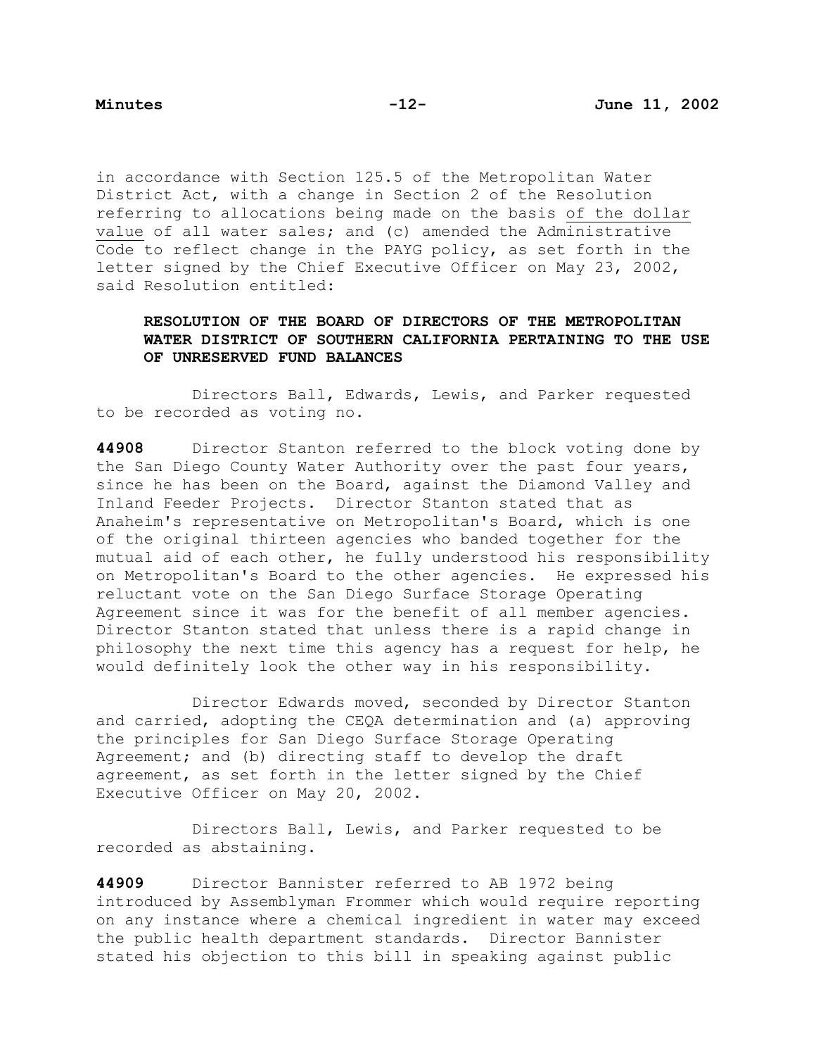in accordance with Section 125.5 of the Metropolitan Water District Act, with a change in Section 2 of the Resolution referring to allocations being made on the basis <u>of the dollar value</u> of all water sales; and (c) amended the Administrative Code to reflect change in the PAYG policy, as set forth in the letter signed by the Chief Executive Officer on May 23, 2002, said Resolution entitled:

> **RESOLUTION OF THE BOARD OF DIRECTORS OF THE METROPOLITAN WATER DISTRICT OF SOUTHERN CALIFORNIA PERTAINING TO THE USE OF UNRESERVED FUND BALANCES**

Directors Ball, Edwards, Lewis, and Parker requested to be recorded as voting no.

**44908** Director Stanton referred to the block voting done by the San Diego County Water Authority over the past four years, since he has been on the Board, against the Diamond Valley and Inland Feeder Projects. Director Stanton stated that as Anaheim's representative on Metropolitan's Board, which is one of the original thirteen agencies who banded together for the mutual aid of each other, he fully understood his responsibility on Metropolitan's Board to the other agencies. He expressed his reluctant vote on the San Diego Surface Storage Operating Agreement since it was for the benefit of all member agencies. Director Stanton stated that unless there is a rapid change in philosophy the next time this agency has a request for help, he would definitely look the other way in his responsibility.

Director Edwards moved, seconded by Director Stanton and carried, adopting the CEQA determination and (a) approving the principles for San Diego Surface Storage Operating Agreement; and (b) directing staff to develop the draft agreement, as set forth in the letter signed by the Chief Executive Officer on May 20, 2002.

Directors Ball, Lewis, and Parker requested to be recorded as abstaining.

**44909** Director Bannister referred to AB 1972 being introduced by Assemblyman Frommer which would require reporting on any instance where a chemical ingredient in water may exceed the public health department standards. Director Bannister stated his objection to this bill in speaking against public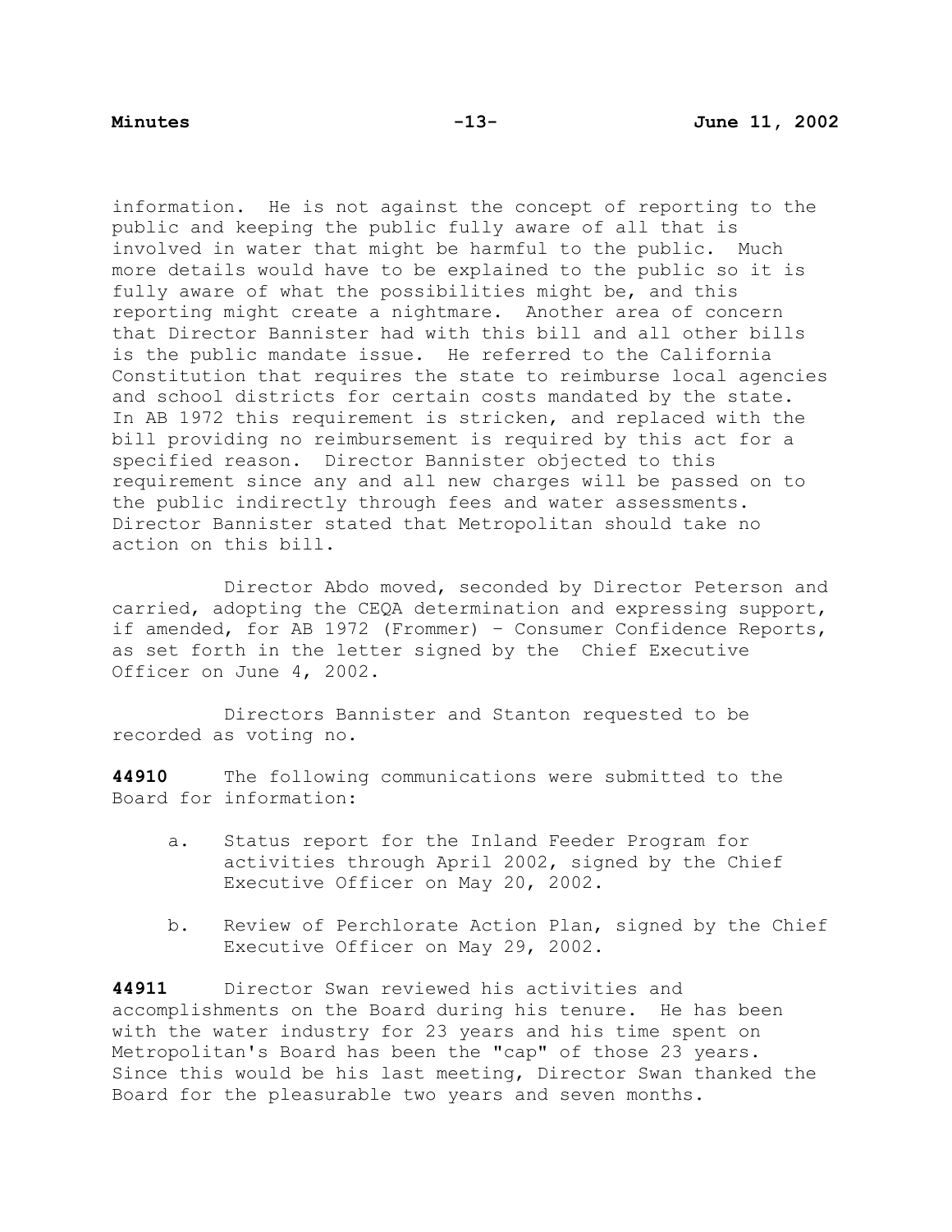information. He is not against the concept of reporting to the public and keeping the public fully aware of all that is involved in water that might be harmful to the public. Much more details would have to be explained to the public so it is fully aware of what the possibilities might be, and this reporting might create a nightmare. Another area of concern that Director Bannister had with this bill and all other bills is the public mandate issue. He referred to the California Constitution that requires the state to reimburse local agencies and school districts for certain costs mandated by the state. In AB 1972 this requirement is stricken, and replaced with the bill providing no reimbursement is required by this act for a specified reason. Director Bannister objected to this requirement since any and all new charges will be passed on to the public indirectly through fees and water assessments. Director Bannister stated that Metropolitan should take no action on this bill.

Director Abdo moved, seconded by Director Peterson and carried, adopting the CEQA determination and expressing support, if amended, for AB 1972 (Frommer) – Consumer Confidence Reports, as set forth in the letter signed by the Chief Executive Officer on June 4, 2002.

Directors Bannister and Stanton requested to be recorded as voting no.

**44910** The following communications were submitted to the Board for information:

a. Status report for the Inland Feeder Program for activities through April 2002, signed by the Chief Executive Officer on May 20, 2002.

b. Review of Perchlorate Action Plan, signed by the Chief Executive Officer on May 29, 2002.

**44911** Director Swan reviewed his activities and accomplishments on the Board during his tenure. He has been with the water industry for 23 years and his time spent on Metropolitan's Board has been the "cap" of those 23 years. Since this would be his last meeting, Director Swan thanked the Board for the pleasurable two years and seven months.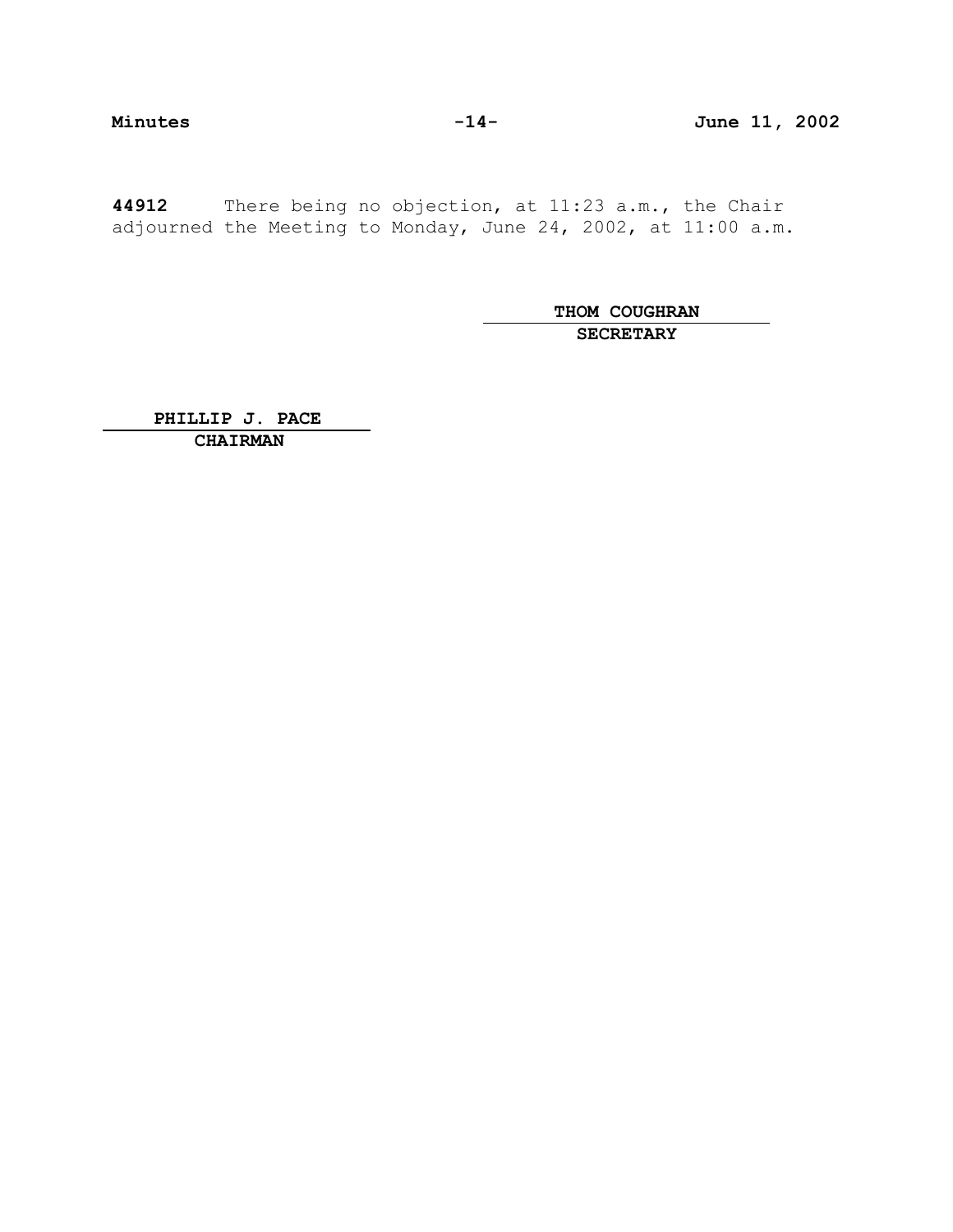**44912** There being no objection, at 11:23 a.m., the Chair adjourned the Meeting to Monday, June 24, 2002, at 11:00 a.m.

**THOM COUGHRAN**
**SECRETARY**

**PHILLIP J. PACE**
**CHAIRMAN**